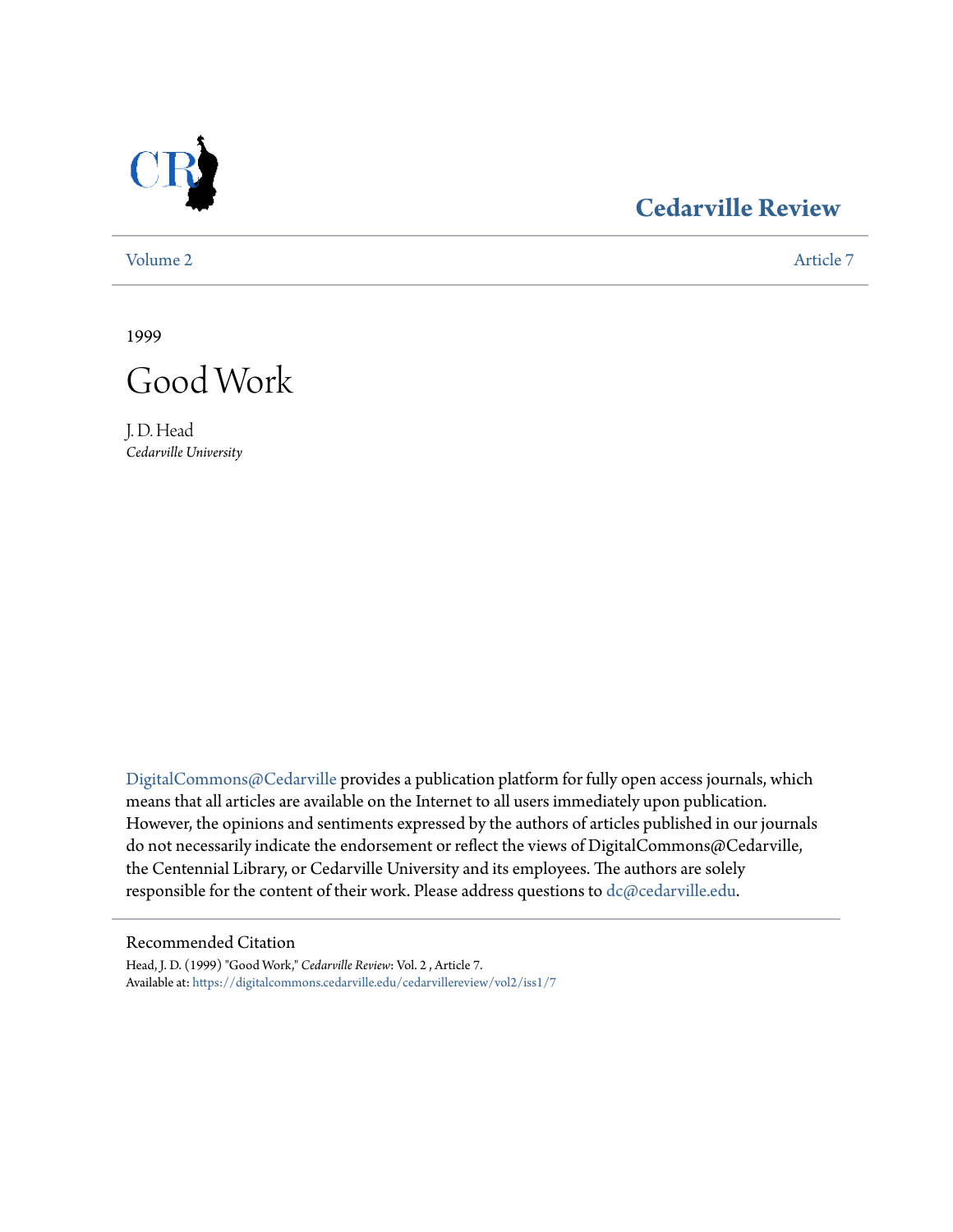CR

# Cedarville Review

Volume 2 | Article 7

1999

# Good Work

J. D. Head
*Cedarville University*

DigitalCommons@Cedarville provides a publication platform for fully open access journals, which means that all articles are available on the Internet to all users immediately upon publication. However, the opinions and sentiments expressed by the authors of articles published in our journals do not necessarily indicate the endorsement or reflect the views of DigitalCommons@Cedarville, the Centennial Library, or Cedarville University and its employees. The authors are solely responsible for the content of their work. Please address questions to dc@cedarville.edu.

## Recommended Citation

Head, J. D. (1999) "Good Work," *Cedarville Review*: Vol. 2 , Article 7.
Available at: https://digitalcommons.cedarville.edu/cedarvillereview/vol2/iss1/7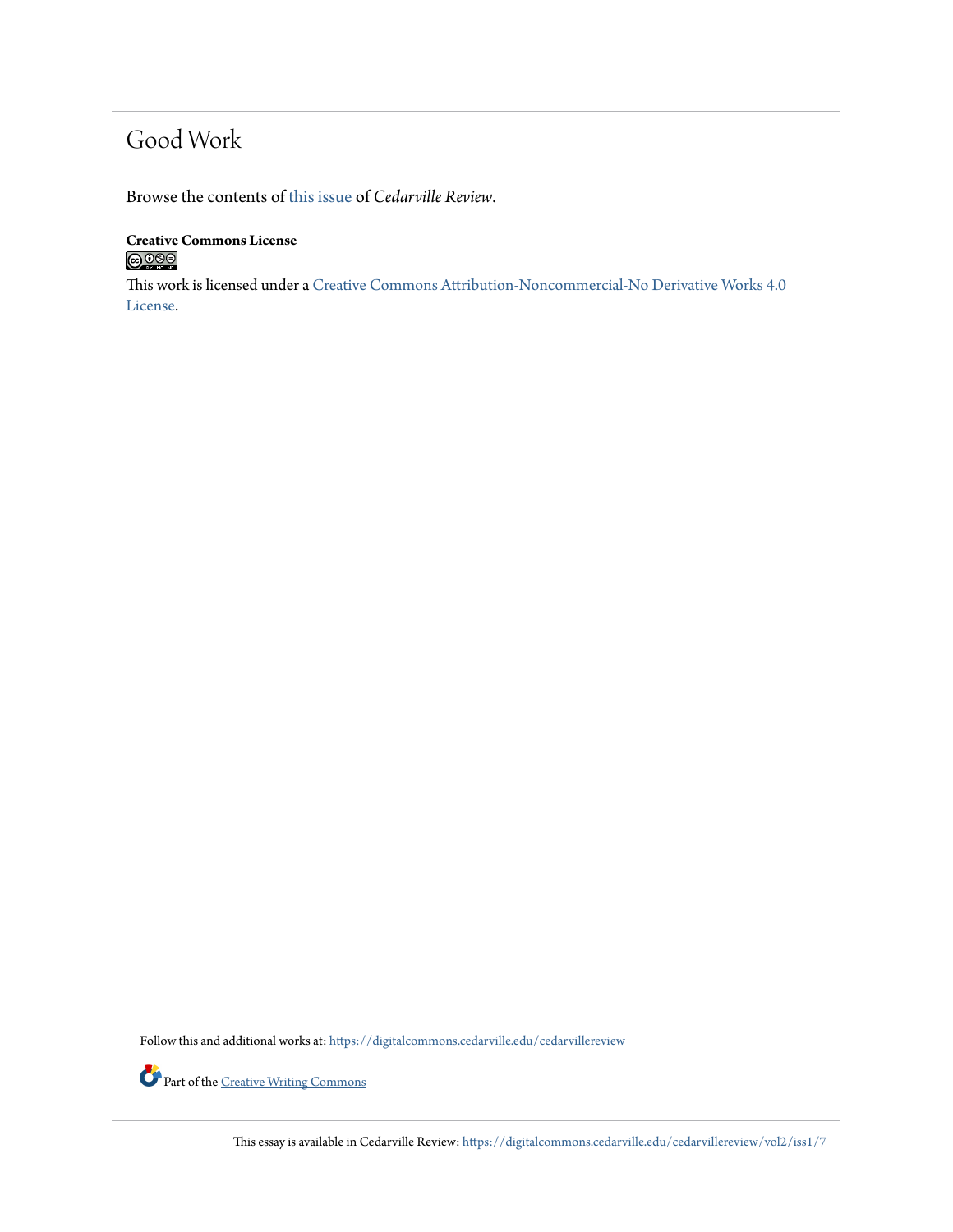## Good Work

Browse the contents of this issue of *Cedarville Review*.

**Creative Commons License**

This work is licensed under a Creative Commons Attribution-Noncommercial-No Derivative Works 4.0 License.

Follow this and additional works at: https://digitalcommons.cedarville.edu/cedarvillereview

Part of the Creative Writing Commons

This essay is available in Cedarville Review: https://digitalcommons.cedarville.edu/cedarvillereview/vol2/iss1/7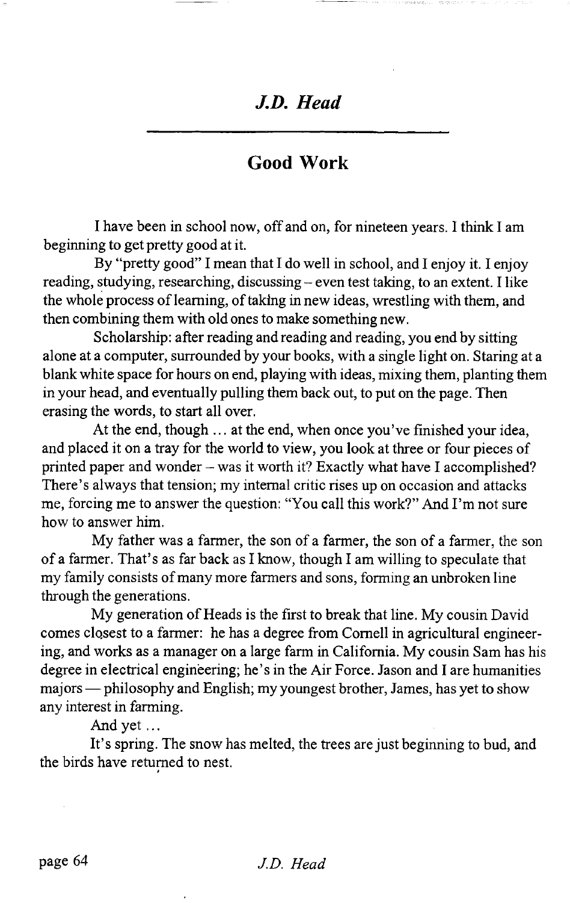*J.D. Head*

## Good Work

I have been in school now, off and on, for nineteen years. I think I am beginning to get pretty good at it.

By "pretty good" I mean that I do well in school, and I enjoy it. I enjoy reading, studying, researching, discussing – even test taking, to an extent. I like the whole process of learning, of taking in new ideas, wrestling with them, and then combining them with old ones to make something new.

Scholarship: after reading and reading and reading, you end by sitting alone at a computer, surrounded by your books, with a single light on. Staring at a blank white space for hours on end, playing with ideas, mixing them, planting them in your head, and eventually pulling them back out, to put on the page. Then erasing the words, to start all over.

At the end, though ... at the end, when once you've finished your idea, and placed it on a tray for the world to view, you look at three or four pieces of printed paper and wonder – was it worth it? Exactly what have I accomplished? There's always that tension; my internal critic rises up on occasion and attacks me, forcing me to answer the question: "You call this work?" And I'm not sure how to answer him.

My father was a farmer, the son of a farmer, the son of a farmer, the son of a farmer. That's as far back as I know, though I am willing to speculate that my family consists of many more farmers and sons, forming an unbroken line through the generations.

My generation of Heads is the first to break that line. My cousin David comes closest to a farmer: he has a degree from Cornell in agricultural engineering, and works as a manager on a large farm in California. My cousin Sam has his degree in electrical engineering; he's in the Air Force. Jason and I are humanities majors — philosophy and English; my youngest brother, James, has yet to show any interest in farming.

And yet ...

It's spring. The snow has melted, the trees are just beginning to bud, and the birds have returned to nest.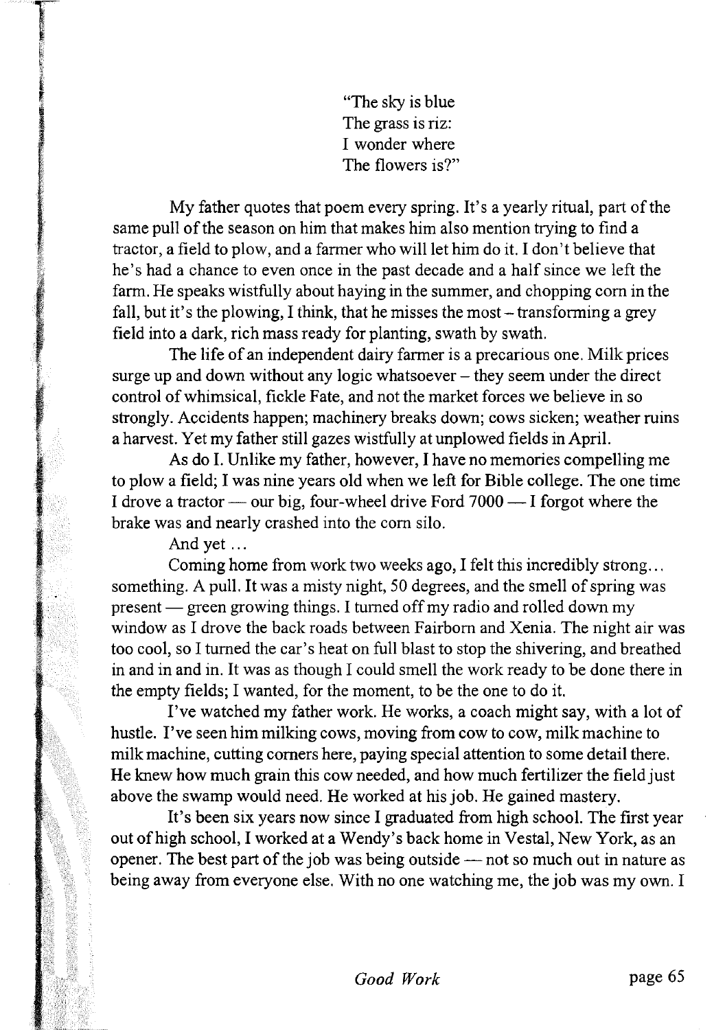"The sky is blue  
The grass is riz:  
I wonder where  
The flowers is?"

My father quotes that poem every spring. It's a yearly ritual, part of the same pull of the season on him that makes him also mention trying to find a tractor, a field to plow, and a farmer who will let him do it. I don't believe that he's had a chance to even once in the past decade and a half since we left the farm. He speaks wistfully about haying in the summer, and chopping corn in the fall, but it's the plowing, I think, that he misses the most – transforming a grey field into a dark, rich mass ready for planting, swath by swath.

The life of an independent dairy farmer is a precarious one. Milk prices surge up and down without any logic whatsoever – they seem under the direct control of whimsical, fickle Fate, and not the market forces we believe in so strongly. Accidents happen; machinery breaks down; cows sicken; weather ruins a harvest. Yet my father still gazes wistfully at unplowed fields in April.

As do I. Unlike my father, however, I have no memories compelling me to plow a field; I was nine years old when we left for Bible college. The one time I drove a tractor — our big, four-wheel drive Ford 7000 — I forgot where the brake was and nearly crashed into the corn silo.

And yet ...

Coming home from work two weeks ago, I felt this incredibly strong... something. A pull. It was a misty night, 50 degrees, and the smell of spring was present — green growing things. I turned off my radio and rolled down my window as I drove the back roads between Fairborn and Xenia. The night air was too cool, so I turned the car's heat on full blast to stop the shivering, and breathed in and in and in. It was as though I could smell the work ready to be done there in the empty fields; I wanted, for the moment, to be the one to do it.

I've watched my father work. He works, a coach might say, with a lot of hustle. I've seen him milking cows, moving from cow to cow, milk machine to milk machine, cutting corners here, paying special attention to some detail there. He knew how much grain this cow needed, and how much fertilizer the field just above the swamp would need. He worked at his job. He gained mastery.

It's been six years now since I graduated from high school. The first year out of high school, I worked at a Wendy's back home in Vestal, New York, as an opener. The best part of the job was being outside — not so much out in nature as being away from everyone else. With no one watching me, the job was my own. I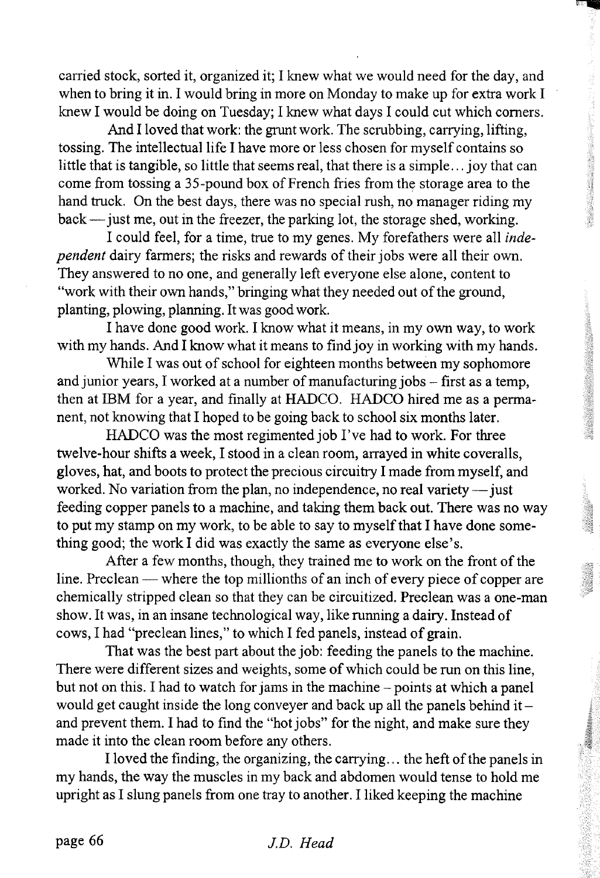carried stock, sorted it, organized it; I knew what we would need for the day, and when to bring it in. I would bring in more on Monday to make up for extra work I knew I would be doing on Tuesday; I knew what days I could cut which corners.

And I loved that work: the grunt work. The scrubbing, carrying, lifting, tossing. The intellectual life I have more or less chosen for myself contains so little that is tangible, so little that seems real, that there is a simple... joy that can come from tossing a 35-pound box of French fries from the storage area to the hand truck. On the best days, there was no special rush, no manager riding my back — just me, out in the freezer, the parking lot, the storage shed, working.

I could feel, for a time, true to my genes. My forefathers were all *independent* dairy farmers; the risks and rewards of their jobs were all their own. They answered to no one, and generally left everyone else alone, content to "work with their own hands," bringing what they needed out of the ground, planting, plowing, planning. It was good work.

I have done good work. I know what it means, in my own way, to work with my hands. And I know what it means to find joy in working with my hands.

While I was out of school for eighteen months between my sophomore and junior years, I worked at a number of manufacturing jobs – first as a temp, then at IBM for a year, and finally at HADCO. HADCO hired me as a permanent, not knowing that I hoped to be going back to school six months later.

HADCO was the most regimented job I've had to work. For three twelve-hour shifts a week, I stood in a clean room, arrayed in white coveralls, gloves, hat, and boots to protect the precious circuitry I made from myself, and worked. No variation from the plan, no independence, no real variety — just feeding copper panels to a machine, and taking them back out. There was no way to put my stamp on my work, to be able to say to myself that I have done something good; the work I did was exactly the same as everyone else's.

After a few months, though, they trained me to work on the front of the line. Preclean — where the top millionths of an inch of every piece of copper are chemically stripped clean so that they can be circuitized. Preclean was a one-man show. It was, in an insane technological way, like running a dairy. Instead of cows, I had "preclean lines," to which I fed panels, instead of grain.

That was the best part about the job: feeding the panels to the machine. There were different sizes and weights, some of which could be run on this line, but not on this. I had to watch for jams in the machine – points at which a panel would get caught inside the long conveyer and back up all the panels behind it – and prevent them. I had to find the "hot jobs" for the night, and make sure they made it into the clean room before any others.

I loved the finding, the organizing, the carrying... the heft of the panels in my hands, the way the muscles in my back and abdomen would tense to hold me upright as I slung panels from one tray to another. I liked keeping the machine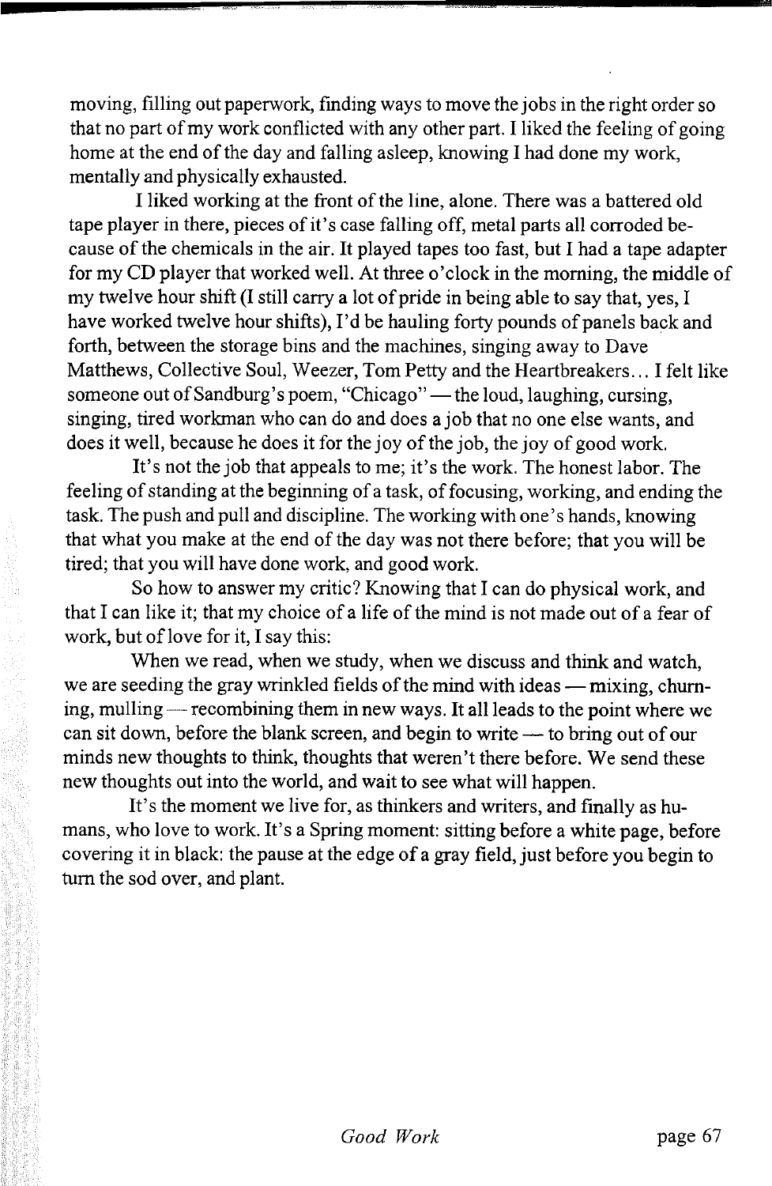moving, filling out paperwork, finding ways to move the jobs in the right order so that no part of my work conflicted with any other part. I liked the feeling of going home at the end of the day and falling asleep, knowing I had done my work, mentally and physically exhausted.

I liked working at the front of the line, alone. There was a battered old tape player in there, pieces of it's case falling off, metal parts all corroded because of the chemicals in the air. It played tapes too fast, but I had a tape adapter for my CD player that worked well. At three o'clock in the morning, the middle of my twelve hour shift (I still carry a lot of pride in being able to say that, yes, I have worked twelve hour shifts), I'd be hauling forty pounds of panels back and forth, between the storage bins and the machines, singing away to Dave Matthews, Collective Soul, Weezer, Tom Petty and the Heartbreakers... I felt like someone out of Sandburg's poem, "Chicago" — the loud, laughing, cursing, singing, tired workman who can do and does a job that no one else wants, and does it well, because he does it for the joy of the job, the joy of good work.

It's not the job that appeals to me; it's the work. The honest labor. The feeling of standing at the beginning of a task, of focusing, working, and ending the task. The push and pull and discipline. The working with one's hands, knowing that what you make at the end of the day was not there before; that you will be tired; that you will have done work, and good work.

So how to answer my critic? Knowing that I can do physical work, and that I can like it; that my choice of a life of the mind is not made out of a fear of work, but of love for it, I say this:

When we read, when we study, when we discuss and think and watch, we are seeding the gray wrinkled fields of the mind with ideas — mixing, churning, mulling — recombining them in new ways. It all leads to the point where we can sit down, before the blank screen, and begin to write — to bring out of our minds new thoughts to think, thoughts that weren't there before. We send these new thoughts out into the world, and wait to see what will happen.

It's the moment we live for, as thinkers and writers, and finally as humans, who love to work. It's a Spring moment: sitting before a white page, before covering it in black: the pause at the edge of a gray field, just before you begin to turn the sod over, and plant.